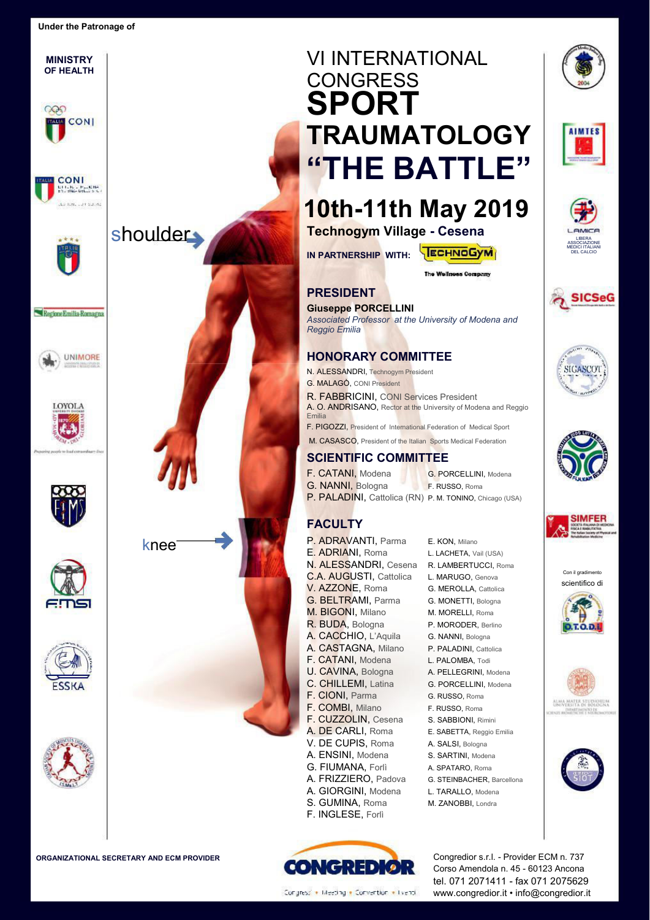Under the Patronage of

**MINISTRY OF HEALTH**

shoulder

knee

# VI INTERNATIONAL CONGRESS SPORT TRAUMATOLOGY "THE BATTLE"

## 10th-11th May 2019

**Technogym Village - Cesena**

**IN PARTNERSHIP WITH:** TECHNOGYM The Wellness Company

## PRESIDENT

**Giuseppe PORCELLINI**
*Associated Professor at the University of Modena and Reggio Emilia*

## HONORARY COMMITTEE

N. ALESSANDRI, Technogym President
G. MALAGÒ, CONI President
R. FABBRICINI, CONI Services President
A. O. ANDRISANO, Rector at the University of Modena and Reggio Emilia
F. PIGOZZI, President of International Federation of Medical Sport
M. CASASCO, President of the Italian Sports Medical Federation

## SCIENTIFIC COMMITTEE

F. CATANI, Modena
G. NANNI, Bologna
P. PALADINI, Cattolica (RN)
G. PORCELLINI, Modena
F. RUSSO, Roma
P. M. TONINO, Chicago (USA)

## FACULTY

P. ADRAVANTI, Parma
E. ADRIANI, Roma
N. ALESSANDRI, Cesena
C.A. AUGUSTI, Cattolica
V. AZZONE, Roma
G. BELTRAMI, Parma
M. BIGONI, Milano
R. BUDA, Bologna
A. CACCHIO, L'Aquila
A. CASTAGNA, Milano
F. CATANI, Modena
U. CAVINA, Bologna
C. CHILLEMI, Latina
F. CIONI, Parma
F. COMBI, Milano
F. CUZZOLIN, Cesena
A. DE CARLI, Roma
V. DE CUPIS, Roma
A. ENSINI, Modena
G. FIUMANA, Forlì
A. FRIZZIERO, Padova
A. GIORGINI, Modena
S. GUMINA, Roma
F. INGLESE, Forlì
E. KON, Milano
L. LACHETA, Vail (USA)
R. LAMBERTUCCI, Roma
L. MARUGO, Genova
G. MEROLLA, Cattolica
G. MONETTI, Bologna
M. MORELLI, Roma
P. MORODER, Berlino
G. NANNI, Bologna
P. PALADINI, Cattolica
L. PALOMBA, Todi
A. PELLEGRINI, Modena
G. PORCELLINI, Modena
G. RUSSO, Roma
F. RUSSO, Roma
S. SABBIONI, Rimini
E. SABETTA, Reggio Emilia
A. SALSI, Bologna
S. SARTINI, Modena
A. SPATARO, Roma
G. STEINBACHER, Barcellona
L. TARALLO, Modena
M. ZANOBBI, Londra

Con il gradimento scientifico di

**ORGANIZATIONAL SECRETARY AND ECM PROVIDER**

CONGREDIOR
Congress • Meeting • Convention • Eventi

Congredior s.r.l. - Provider ECM n. 737
Corso Amendola n. 45 - 60123 Ancona
tel. 071 2071411 - fax 071 2075629
www.congredior.it • info@congredior.it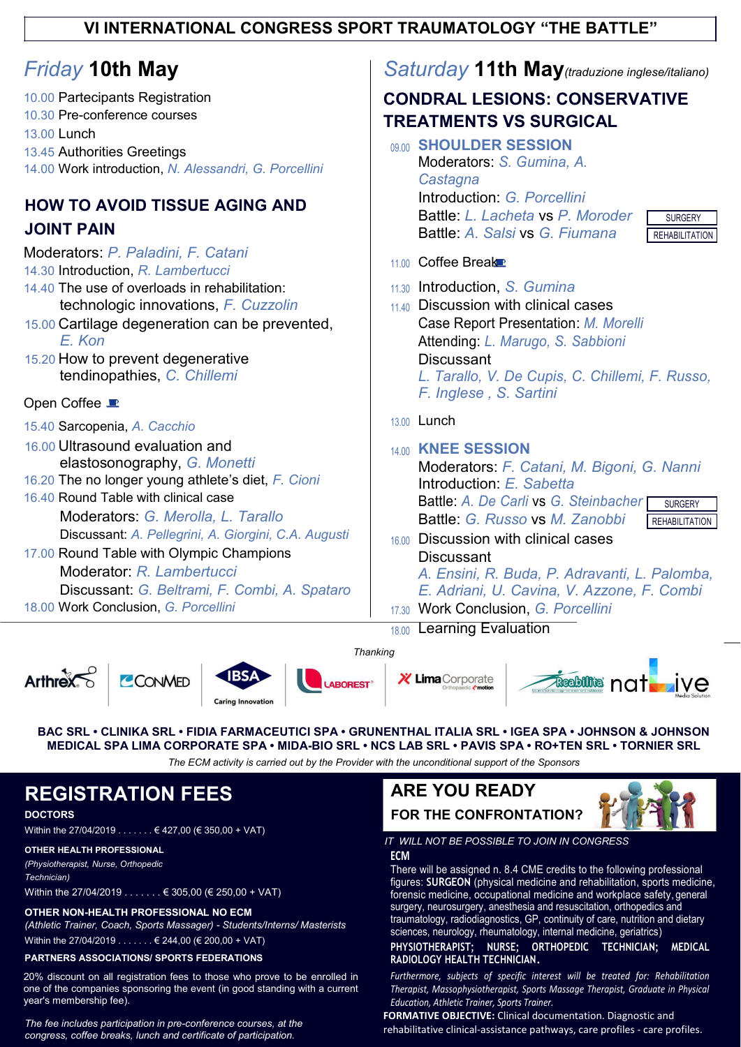# VI INTERNATIONAL CONGRESS SPORT TRAUMATOLOGY "THE BATTLE"

## *Friday* 10th May

10.00 Partecipants Registration
10.30 Pre-conference courses
13.00 Lunch
13.45 Authorities Greetings
14.00 Work introduction, *N. Alessandri, G. Porcellini*

### HOW TO AVOID TISSUE AGING AND JOINT PAIN

Moderators: *P. Paladini, F. Catani*

14.30 Introduction, *R. Lambertucci*
14.40 The use of overloads in rehabilitation: technologic innovations, *F. Cuzzolin*
15.00 Cartilage degeneration can be prevented, *E. Kon*
15.20 How to prevent degenerative tendinopathies, *C. Chillemi*

Open Coffee

15.40 Sarcopenia, *A. Cacchio*
16.00 Ultrasound evaluation and elastosonography, *G. Monetti*
16.20 The no longer young athlete's diet, *F. Cioni*
16.40 Round Table with clinical case
Moderators: *G. Merolla, L. Tarallo*
Discussant: *A. Pellegrini, A. Giorgini, C.A. Augusti*
17.00 Round Table with Olympic Champions
Moderator: *R. Lambertucci*
Discussant: *G. Beltrami, F. Combi, A. Spataro*
18.00 Work Conclusion, *G. Porcellini*

## *Saturday* 11th May *(traduzione inglese/italiano)*

### CONDRAL LESIONS: CONSERVATIVE TREATMENTS VS SURGICAL

09.00 **SHOULDER SESSION**
Moderators: *S. Gumina, A. Castagna*
Introduction: *G. Porcellini*
Battle: *L. Lacheta* vs *P. Moroder* — SURGERY
Battle: *A. Salsi* vs *G. Fiumana* — REHABILITATION

11.00 Coffee Break

11.30 Introduction, *S. Gumina*
11.40 Discussion with clinical cases
Case Report Presentation: *M. Morelli*
Attending: *L. Marugo, S. Sabbioni*
Discussant
*L. Tarallo, V. De Cupis, C. Chillemi, F. Russo, F. Inglese , S. Sartini*

13.00 Lunch

14.00 **KNEE SESSION**
Moderators: *F. Catani, M. Bigoni, G. Nanni*
Introduction: *E. Sabetta*
Battle: *A. De Carli* vs *G. Steinbacher* — SURGERY
Battle: *G. Russo* vs *M. Zanobbi* — REHABILITATION

16.00 Discussion with clinical cases
Discussant
*A. Ensini, R. Buda, P. Adravanti, L. Palomba, E. Adriani, U. Cavina, V. Azzone, F. Combi*

17.30 Work Conclusion, *G. Porcellini*
18.00 Learning Evaluation

*Thanking*

Arthrex • CONMED • IBSA Caring Innovation • LABOREST • LimaCorporate • Reabilita • native Media Solution

**BAC SRL • CLINIKA SRL • FIDIA FARMACEUTICI SPA • GRUNENTHAL ITALIA SRL • IGEA SPA • JOHNSON & JOHNSON MEDICAL SPA LIMA CORPORATE SPA • MIDA-BIO SRL • NCS LAB SRL • PAVIS SPA • RO+TEN SRL • TORNIER SRL**

*The ECM activity is carried out by the Provider with the unconditional support of the Sponsors*

## REGISTRATION FEES

**DOCTORS**
Within the 27/04/2019 . . . . . . . € 427,00 (€ 350,00 + VAT)

**OTHER HEALTH PROFESSIONAL**
*(Physiotherapist, Nurse, Orthopedic Technician)*
Within the 27/04/2019 . . . . . . . € 305,00 (€ 250,00 + VAT)

**OTHER NON-HEALTH PROFESSIONAL NO ECM**
*(Athletic Trainer, Coach, Sports Massager) - Students/Interns/ Masterists*
Within the 27/04/2019 . . . . . . . € 244,00 (€ 200,00 + VAT)

**PARTNERS ASSOCIATIONS/ SPORTS FEDERATIONS**
20% discount on all registration fees to those who prove to be enrolled in one of the companies sponsoring the event (in good standing with a current year's membership fee).

*The fee includes participation in pre-conference courses, at the congress, coffee breaks, lunch and certificate of participation.*

## ARE YOU READY FOR THE CONFRONTATION?

*IT WILL NOT BE POSSIBLE TO JOIN IN CONGRESS*

**ECM**

There will be assigned n. 8.4 CME credits to the following professional figures: **SURGEON** (physical medicine and rehabilitation, sports medicine, forensic medicine, occupational medicine and workplace safety, general surgery, neurosurgery, anesthesia and resuscitation, orthopedics and traumatology, radiodiagnostics, GP, continuity of care, nutrition and dietary sciences, neurology, rheumatology, internal medicine, geriatrics)

**PHYSIOTHERAPIST; NURSE; ORTHOPEDIC TECHNICIAN; MEDICAL RADIOLOGY HEALTH TECHNICIAN.**

*Furthermore, subjects of specific interest will be treated for: Rehabilitation Therapist, Massophysiotherapist, Sports Massage Therapist, Graduate in Physical Education, Athletic Trainer, Sports Trainer.*

**FORMATIVE OBJECTIVE:** Clinical documentation. Diagnostic and rehabilitative clinical-assistance pathways, care profiles - care profiles.